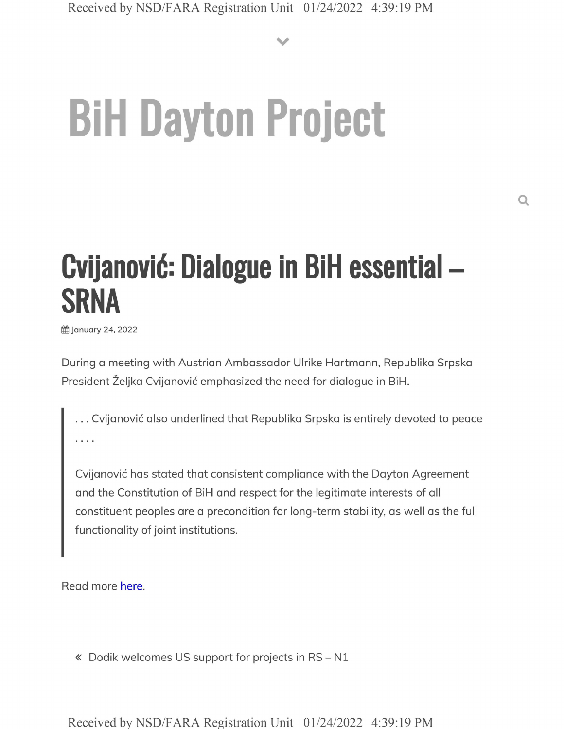# BiH Dayton Project

## Cvijanović: Dialogue in BiH essential – SRNA

January 24, 2022

During a meeting with Austrian Ambassador Ulrike Hartmann, Republika Srpska President Željka Cvijanović emphasized the need for dialogue in BiH.

> . . . Cvijanović also underlined that Republika Srpska is entirely devoted to peace . . . .
>
> Cvijanović has stated that consistent compliance with the Dayton Agreement and the Constitution of BiH and respect for the legitimate interests of all constituent peoples are a precondition for long-term stability, as well as the full functionality of joint institutions.

Read more here.

« Dodik welcomes US support for projects in RS – N1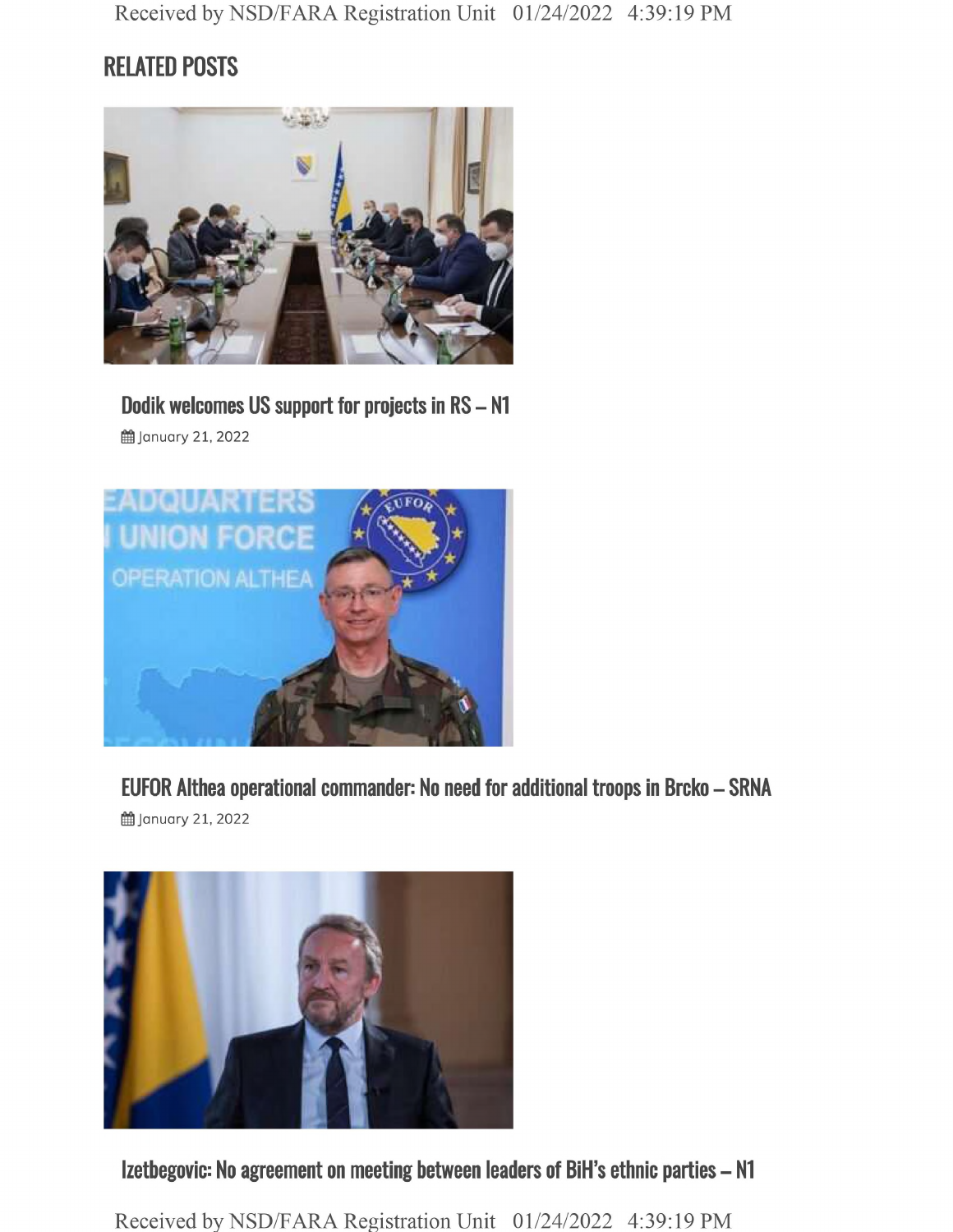## RELATED POSTS

### Dodik welcomes US support for projects in RS – N1

January 21, 2022

### EUFOR Althea operational commander: No need for additional troops in Brcko – SRNA

January 21, 2022

### Izetbegovic: No agreement on meeting between leaders of BiH's ethnic parties – N1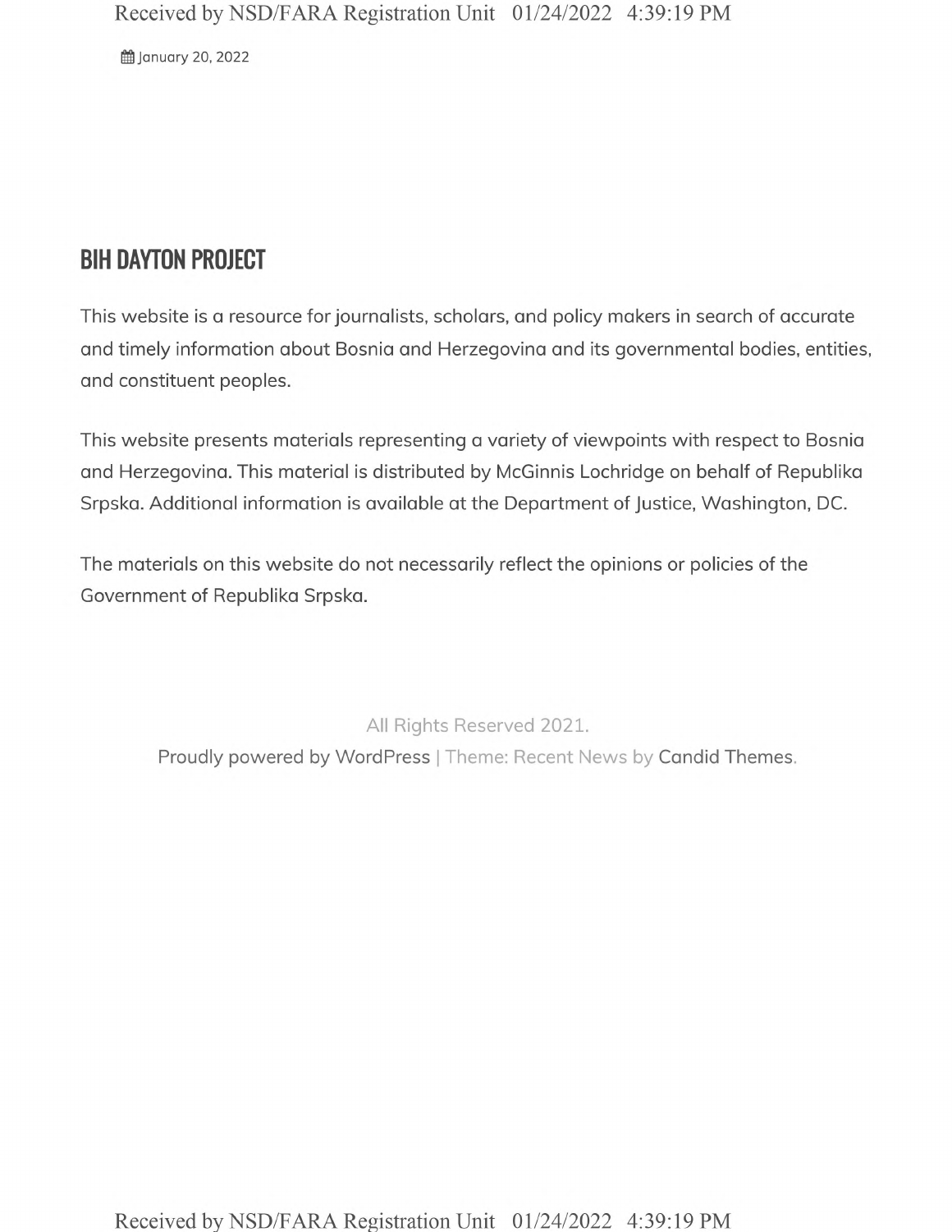January 20, 2022

## BIH DAYTON PROJECT

This website is a resource for journalists, scholars, and policy makers in search of accurate and timely information about Bosnia and Herzegovina and its governmental bodies, entities, and constituent peoples.

This website presents materials representing a variety of viewpoints with respect to Bosnia and Herzegovina. This material is distributed by McGinnis Lochridge on behalf of Republika Srpska. Additional information is available at the Department of Justice, Washington, DC.

The materials on this website do not necessarily reflect the opinions or policies of the Government of Republika Srpska.

All Rights Reserved 2021.

Proudly powered by WordPress | Theme: Recent News by Candid Themes.